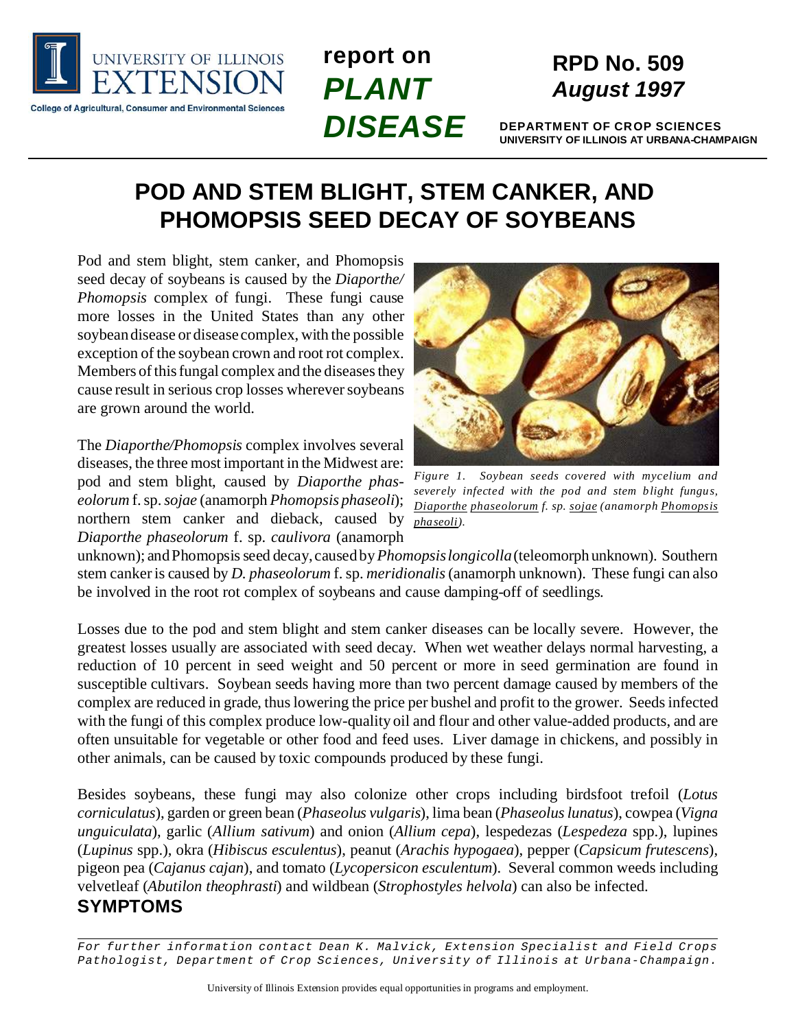report on **PLANT DISEASE**

**RPD No. 509**
***August 1997***

**DEPARTMENT OF CROP SCIENCES**
**UNIVERSITY OF ILLINOIS AT URBANA-CHAMPAIGN**

# POD AND STEM BLIGHT, STEM CANKER, AND PHOMOPSIS SEED DECAY OF SOYBEANS

Pod and stem blight, stem canker, and Phomopsis seed decay of soybeans is caused by the *Diaporthe/ Phomopsis* complex of fungi. These fungi cause more losses in the United States than any other soybean disease or disease complex, with the possible exception of the soybean crown and root rot complex. Members of this fungal complex and the diseases they cause result in serious crop losses wherever soybeans are grown around the world.

The *Diaporthe/Phomopsis* complex involves several diseases, the three most important in the Midwest are: pod and stem blight, caused by *Diaporthe phaseolorum* f. sp. *sojae* (anamorph *Phomopsis phaseoli*); northern stem canker and dieback, caused by *Diaporthe phaseolorum* f. sp. *caulivora* (anamorph unknown); and Phomopsis seed decay, caused by *Phomopsis longicolla* (teleomorph unknown). Southern stem canker is caused by *D. phaseolorum* f. sp. *meridionalis* (anamorph unknown). These fungi can also be involved in the root rot complex of soybeans and cause damping-off of seedlings.

*Figure 1. Soybean seeds covered with mycelium and severely infected with the pod and stem blight fungus, Diaporthe phaseolorum f. sp. sojae (anamorph Phomopsis phaseoli).*

Losses due to the pod and stem blight and stem canker diseases can be locally severe. However, the greatest losses usually are associated with seed decay. When wet weather delays normal harvesting, a reduction of 10 percent in seed weight and 50 percent or more in seed germination are found in susceptible cultivars. Soybean seeds having more than two percent damage caused by members of the complex are reduced in grade, thus lowering the price per bushel and profit to the grower. Seeds infected with the fungi of this complex produce low-quality oil and flour and other value-added products, and are often unsuitable for vegetable or other food and feed uses. Liver damage in chickens, and possibly in other animals, can be caused by toxic compounds produced by these fungi.

Besides soybeans, these fungi may also colonize other crops including birdsfoot trefoil (*Lotus corniculatus*), garden or green bean (*Phaseolus vulgaris*), lima bean (*Phaseolus lunatus*), cowpea (*Vigna unguiculata*), garlic (*Allium sativum*) and onion (*Allium cepa*), lespedezas (*Lespedeza* spp.), lupines (*Lupinus* spp.), okra (*Hibiscus esculentus*), peanut (*Arachis hypogaea*), pepper (*Capsicum frutescens*), pigeon pea (*Cajanus cajan*), and tomato (*Lycopersicon esculentum*). Several common weeds including velvetleaf (*Abutilon theophrasti*) and wildbean (*Strophostyles helvola*) can also be infected.

## SYMPTOMS

*For further information contact Dean K. Malvick, Extension Specialist and Field Crops Pathologist, Department of Crop Sciences, University of Illinois at Urbana-Champaign.*

University of Illinois Extension provides equal opportunities in programs and employment.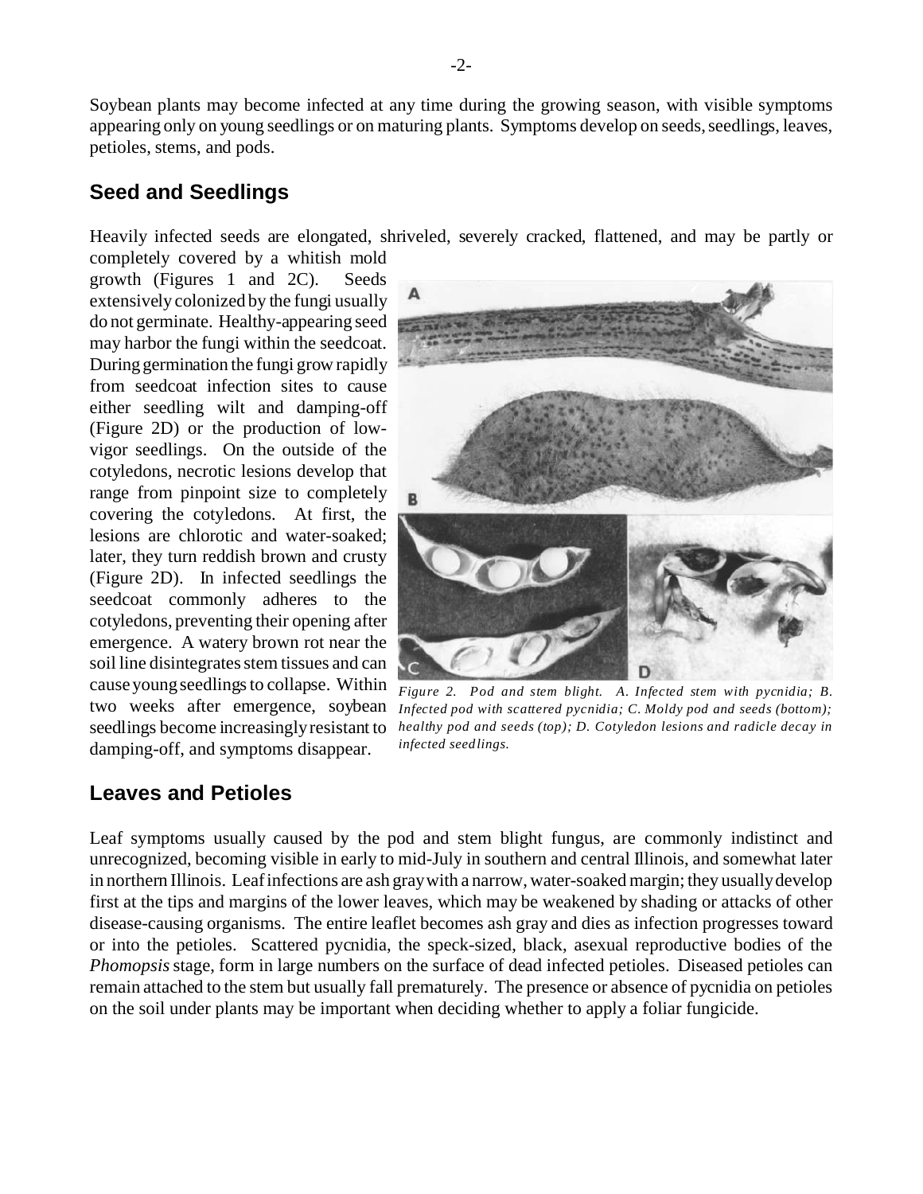Soybean plants may become infected at any time during the growing season, with visible symptoms appearing only on young seedlings or on maturing plants. Symptoms develop on seeds, seedlings, leaves, petioles, stems, and pods.

## Seed and Seedlings

Heavily infected seeds are elongated, shriveled, severely cracked, flattened, and may be partly or completely covered by a whitish mold growth (Figures 1 and 2C). Seeds extensively colonized by the fungi usually do not germinate. Healthy-appearing seed may harbor the fungi within the seedcoat. During germination the fungi grow rapidly from seedcoat infection sites to cause either seedling wilt and damping-off (Figure 2D) or the production of low-vigor seedlings. On the outside of the cotyledons, necrotic lesions develop that range from pinpoint size to completely covering the cotyledons. At first, the lesions are chlorotic and water-soaked; later, they turn reddish brown and crusty (Figure 2D). In infected seedlings the seedcoat commonly adheres to the cotyledons, preventing their opening after emergence. A watery brown rot near the soil line disintegrates stem tissues and can cause young seedlings to collapse. Within two weeks after emergence, soybean seedlings become increasingly resistant to damping-off, and symptoms disappear.

*Figure 2. Pod and stem blight. A. Infected stem with pycnidia; B. Infected pod with scattered pycnidia; C. Moldy pod and seeds (bottom); healthy pod and seeds (top); D. Cotyledon lesions and radicle decay in infected seedlings.*

## Leaves and Petioles

Leaf symptoms usually caused by the pod and stem blight fungus, are commonly indistinct and unrecognized, becoming visible in early to mid-July in southern and central Illinois, and somewhat later in northern Illinois. Leaf infections are ash gray with a narrow, water-soaked margin; they usually develop first at the tips and margins of the lower leaves, which may be weakened by shading or attacks of other disease-causing organisms. The entire leaflet becomes ash gray and dies as infection progresses toward or into the petioles. Scattered pycnidia, the speck-sized, black, asexual reproductive bodies of the *Phomopsis* stage, form in large numbers on the surface of dead infected petioles. Diseased petioles can remain attached to the stem but usually fall prematurely. The presence or absence of pycnidia on petioles on the soil under plants may be important when deciding whether to apply a foliar fungicide.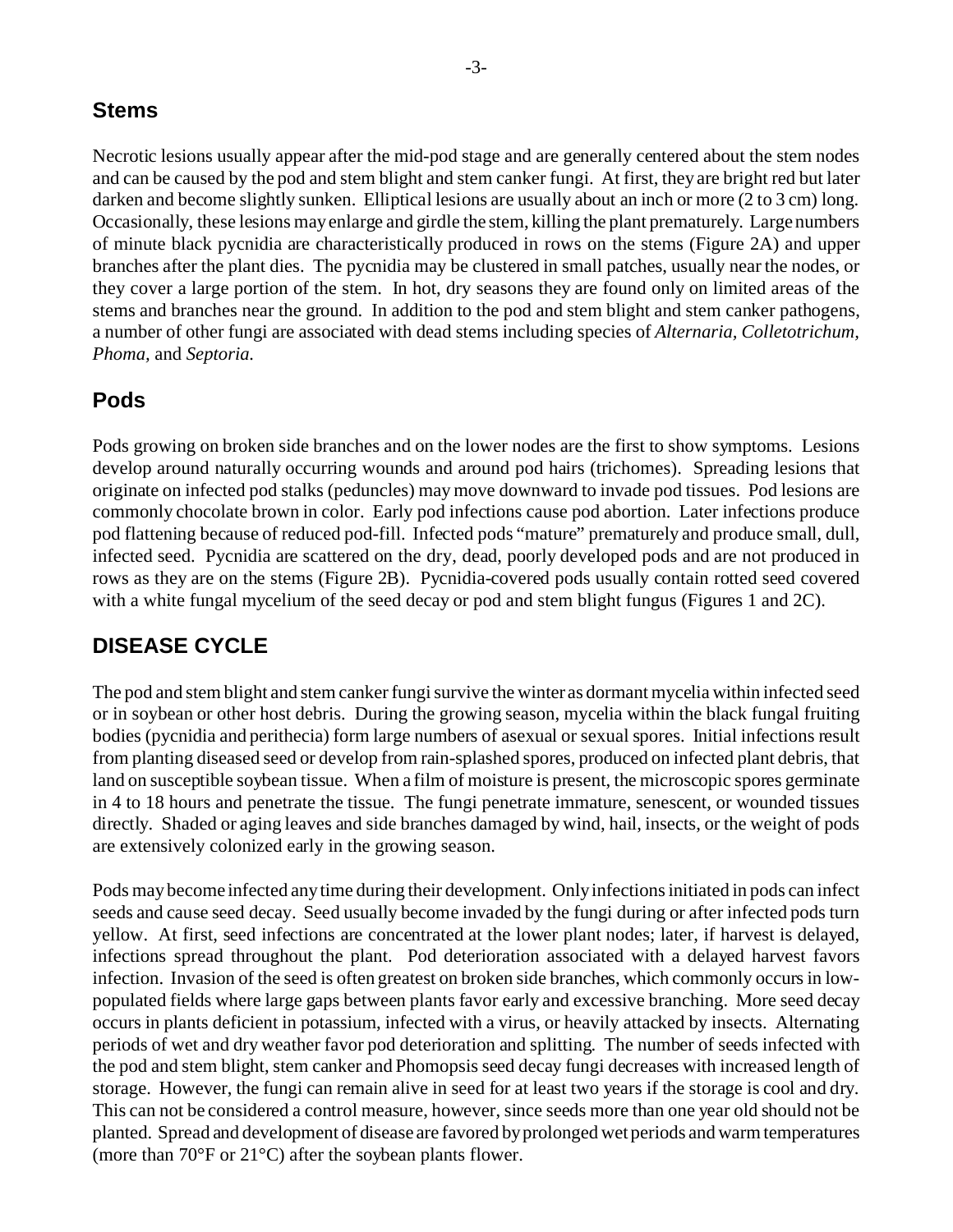## Stems

Necrotic lesions usually appear after the mid-pod stage and are generally centered about the stem nodes and can be caused by the pod and stem blight and stem canker fungi. At first, they are bright red but later darken and become slightly sunken. Elliptical lesions are usually about an inch or more (2 to 3 cm) long. Occasionally, these lesions may enlarge and girdle the stem, killing the plant prematurely. Large numbers of minute black pycnidia are characteristically produced in rows on the stems (Figure 2A) and upper branches after the plant dies. The pycnidia may be clustered in small patches, usually near the nodes, or they cover a large portion of the stem. In hot, dry seasons they are found only on limited areas of the stems and branches near the ground. In addition to the pod and stem blight and stem canker pathogens, a number of other fungi are associated with dead stems including species of *Alternaria, Colletotrichum, Phoma,* and *Septoria.*

## Pods

Pods growing on broken side branches and on the lower nodes are the first to show symptoms. Lesions develop around naturally occurring wounds and around pod hairs (trichomes). Spreading lesions that originate on infected pod stalks (peduncles) may move downward to invade pod tissues. Pod lesions are commonly chocolate brown in color. Early pod infections cause pod abortion. Later infections produce pod flattening because of reduced pod-fill. Infected pods "mature" prematurely and produce small, dull, infected seed. Pycnidia are scattered on the dry, dead, poorly developed pods and are not produced in rows as they are on the stems (Figure 2B). Pycnidia-covered pods usually contain rotted seed covered with a white fungal mycelium of the seed decay or pod and stem blight fungus (Figures 1 and 2C).

# DISEASE CYCLE

The pod and stem blight and stem canker fungi survive the winter as dormant mycelia within infected seed or in soybean or other host debris. During the growing season, mycelia within the black fungal fruiting bodies (pycnidia and perithecia) form large numbers of asexual or sexual spores. Initial infections result from planting diseased seed or develop from rain-splashed spores, produced on infected plant debris, that land on susceptible soybean tissue. When a film of moisture is present, the microscopic spores germinate in 4 to 18 hours and penetrate the tissue. The fungi penetrate immature, senescent, or wounded tissues directly. Shaded or aging leaves and side branches damaged by wind, hail, insects, or the weight of pods are extensively colonized early in the growing season.

Pods may become infected any time during their development. Only infections initiated in pods can infect seeds and cause seed decay. Seed usually become invaded by the fungi during or after infected pods turn yellow. At first, seed infections are concentrated at the lower plant nodes; later, if harvest is delayed, infections spread throughout the plant. Pod deterioration associated with a delayed harvest favors infection. Invasion of the seed is often greatest on broken side branches, which commonly occurs in low-populated fields where large gaps between plants favor early and excessive branching. More seed decay occurs in plants deficient in potassium, infected with a virus, or heavily attacked by insects. Alternating periods of wet and dry weather favor pod deterioration and splitting. The number of seeds infected with the pod and stem blight, stem canker and Phomopsis seed decay fungi decreases with increased length of storage. However, the fungi can remain alive in seed for at least two years if the storage is cool and dry. This can not be considered a control measure, however, since seeds more than one year old should not be planted. Spread and development of disease are favored by prolonged wet periods and warm temperatures (more than 70°F or 21°C) after the soybean plants flower.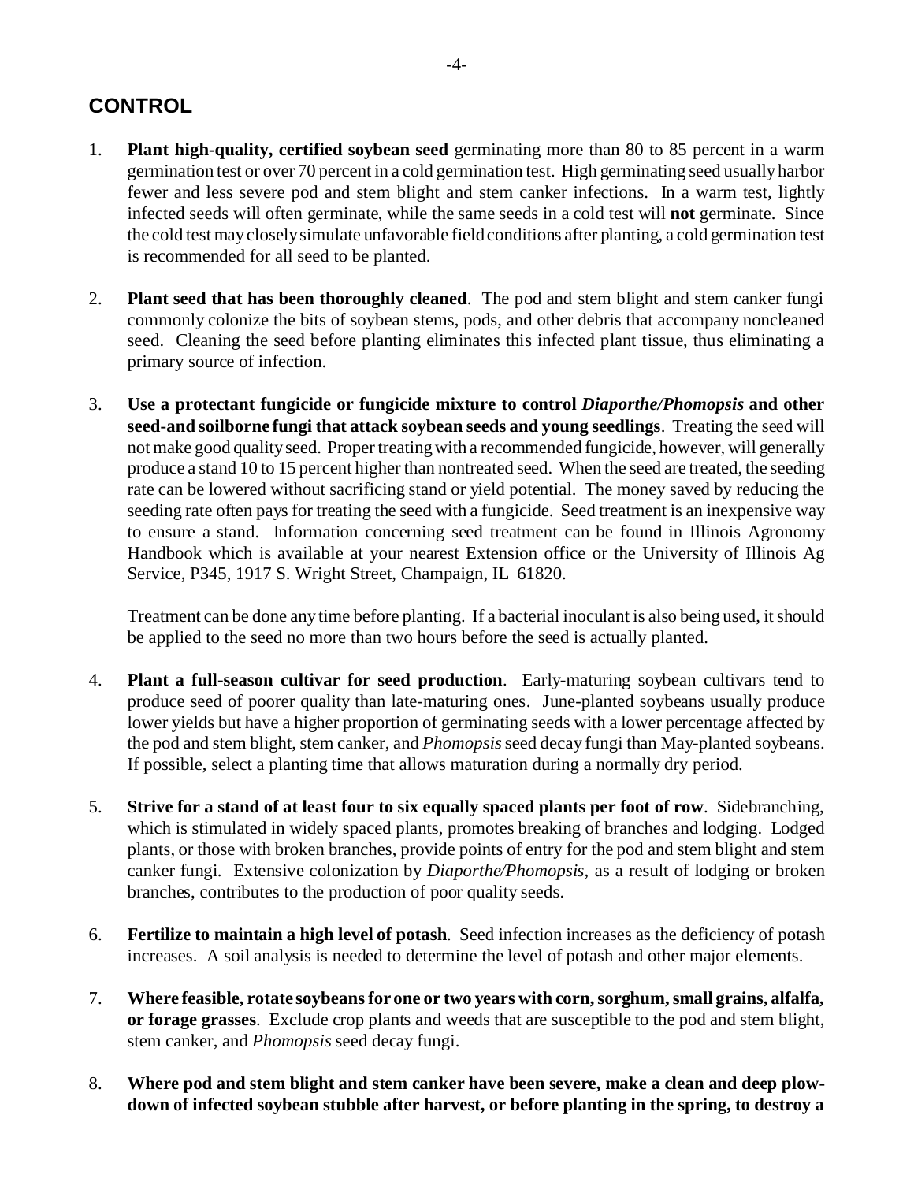## CONTROL

1. **Plant high-quality, certified soybean seed** germinating more than 80 to 85 percent in a warm germination test or over 70 percent in a cold germination test. High germinating seed usually harbor fewer and less severe pod and stem blight and stem canker infections. In a warm test, lightly infected seeds will often germinate, while the same seeds in a cold test will **not** germinate. Since the cold test may closely simulate unfavorable field conditions after planting, a cold germination test is recommended for all seed to be planted.

2. **Plant seed that has been thoroughly cleaned**. The pod and stem blight and stem canker fungi commonly colonize the bits of soybean stems, pods, and other debris that accompany noncleaned seed. Cleaning the seed before planting eliminates this infected plant tissue, thus eliminating a primary source of infection.

3. **Use a protectant fungicide or fungicide mixture to control *Diaporthe/Phomopsis* and other seed-and soilborne fungi that attack soybean seeds and young seedlings**. Treating the seed will not make good quality seed. Proper treating with a recommended fungicide, however, will generally produce a stand 10 to 15 percent higher than nontreated seed. When the seed are treated, the seeding rate can be lowered without sacrificing stand or yield potential. The money saved by reducing the seeding rate often pays for treating the seed with a fungicide. Seed treatment is an inexpensive way to ensure a stand. Information concerning seed treatment can be found in Illinois Agronomy Handbook which is available at your nearest Extension office or the University of Illinois Ag Service, P345, 1917 S. Wright Street, Champaign, IL 61820.

   Treatment can be done any time before planting. If a bacterial inoculant is also being used, it should be applied to the seed no more than two hours before the seed is actually planted.

4. **Plant a full-season cultivar for seed production**. Early-maturing soybean cultivars tend to produce seed of poorer quality than late-maturing ones. June-planted soybeans usually produce lower yields but have a higher proportion of germinating seeds with a lower percentage affected by the pod and stem blight, stem canker, and *Phomopsis* seed decay fungi than May-planted soybeans. If possible, select a planting time that allows maturation during a normally dry period.

5. **Strive for a stand of at least four to six equally spaced plants per foot of row**. Sidebranching, which is stimulated in widely spaced plants, promotes breaking of branches and lodging. Lodged plants, or those with broken branches, provide points of entry for the pod and stem blight and stem canker fungi. Extensive colonization by *Diaporthe/Phomopsis,* as a result of lodging or broken branches, contributes to the production of poor quality seeds.

6. **Fertilize to maintain a high level of potash**. Seed infection increases as the deficiency of potash increases. A soil analysis is needed to determine the level of potash and other major elements.

7. **Where feasible, rotate soybeans for one or two years with corn, sorghum, small grains, alfalfa, or forage grasses**. Exclude crop plants and weeds that are susceptible to the pod and stem blight, stem canker, and *Phomopsis* seed decay fungi.

8. **Where pod and stem blight and stem canker have been severe, make a clean and deep plow-down of infected soybean stubble after harvest, or before planting in the spring, to destroy a**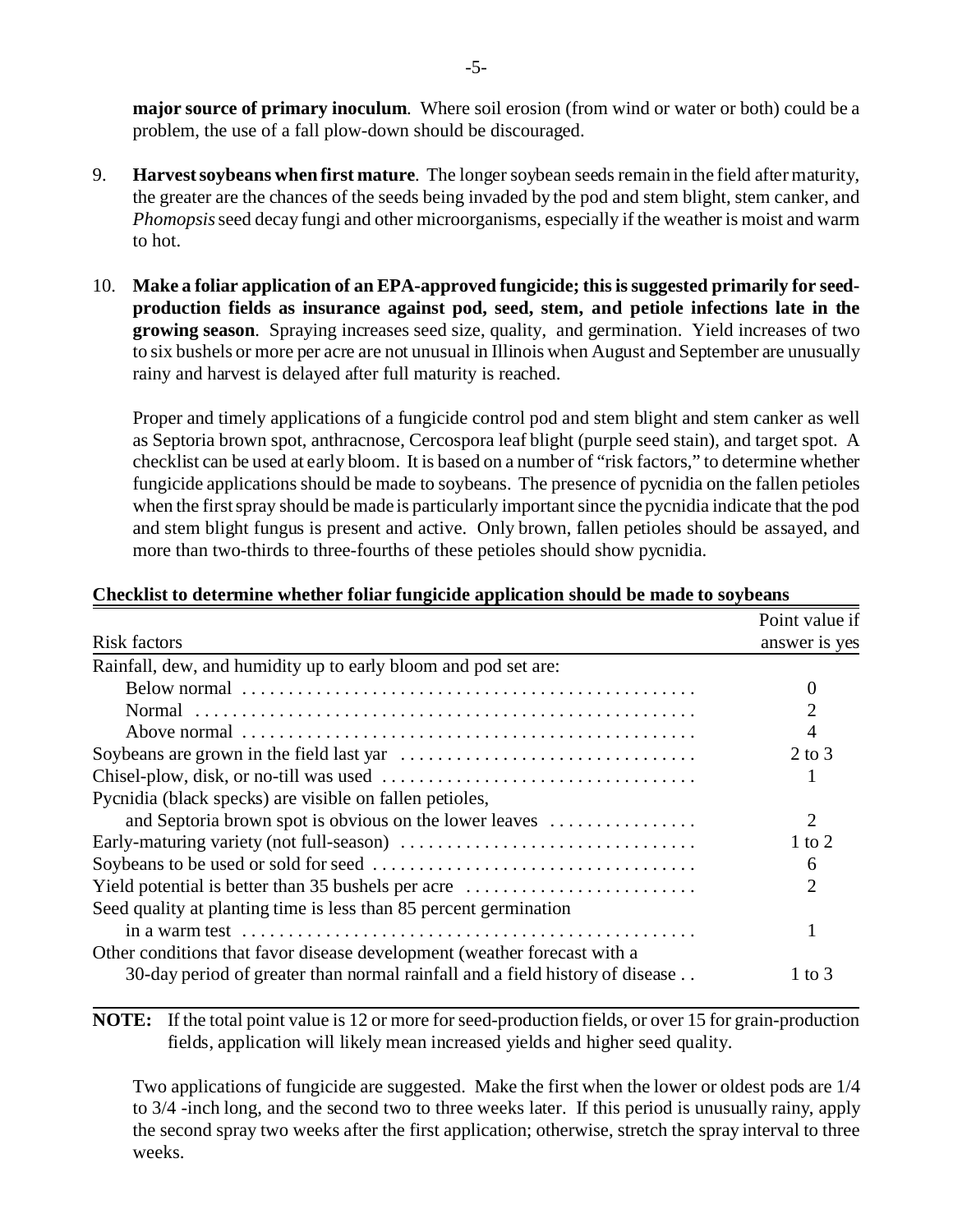**major source of primary inoculum**. Where soil erosion (from wind or water or both) could be a problem, the use of a fall plow-down should be discouraged.

9. **Harvest soybeans when first mature**. The longer soybean seeds remain in the field after maturity, the greater are the chances of the seeds being invaded by the pod and stem blight, stem canker, and *Phomopsis* seed decay fungi and other microorganisms, especially if the weather is moist and warm to hot.

10. **Make a foliar application of an EPA-approved fungicide; this is suggested primarily for seed-production fields as insurance against pod, seed, stem, and petiole infections late in the growing season**. Spraying increases seed size, quality, and germination. Yield increases of two to six bushels or more per acre are not unusual in Illinois when August and September are unusually rainy and harvest is delayed after full maturity is reached.

    Proper and timely applications of a fungicide control pod and stem blight and stem canker as well as Septoria brown spot, anthracnose, Cercospora leaf blight (purple seed stain), and target spot. A checklist can be used at early bloom. It is based on a number of "risk factors," to determine whether fungicide applications should be made to soybeans. The presence of pycnidia on the fallen petioles when the first spray should be made is particularly important since the pycnidia indicate that the pod and stem blight fungus is present and active. Only brown, fallen petioles should be assayed, and more than two-thirds to three-fourths of these petioles should show pycnidia.

**Checklist to determine whether foliar fungicide application should be made to soybeans**

| Risk factors | Point value if answer is yes |
|---|---|
| Rainfall, dew, and humidity up to early bloom and pod set are: | |
| Below normal | 0 |
| Normal | 2 |
| Above normal | 4 |
| Soybeans are grown in the field last yar | 2 to 3 |
| Chisel-plow, disk, or no-till was used | 1 |
| Pycnidia (black specks) are visible on fallen petioles, and Septoria brown spot is obvious on the lower leaves | 2 |
| Early-maturing variety (not full-season) | 1 to 2 |
| Soybeans to be used or sold for seed | 6 |
| Yield potential is better than 35 bushels per acre | 2 |
| Seed quality at planting time is less than 85 percent germination in a warm test | 1 |
| Other conditions that favor disease development (weather forecast with a 30-day period of greater than normal rainfall and a field history of disease | 1 to 3 |

**NOTE:** If the total point value is 12 or more for seed-production fields, or over 15 for grain-production fields, application will likely mean increased yields and higher seed quality.

Two applications of fungicide are suggested. Make the first when the lower or oldest pods are 1/4 to 3/4 -inch long, and the second two to three weeks later. If this period is unusually rainy, apply the second spray two weeks after the first application; otherwise, stretch the spray interval to three weeks.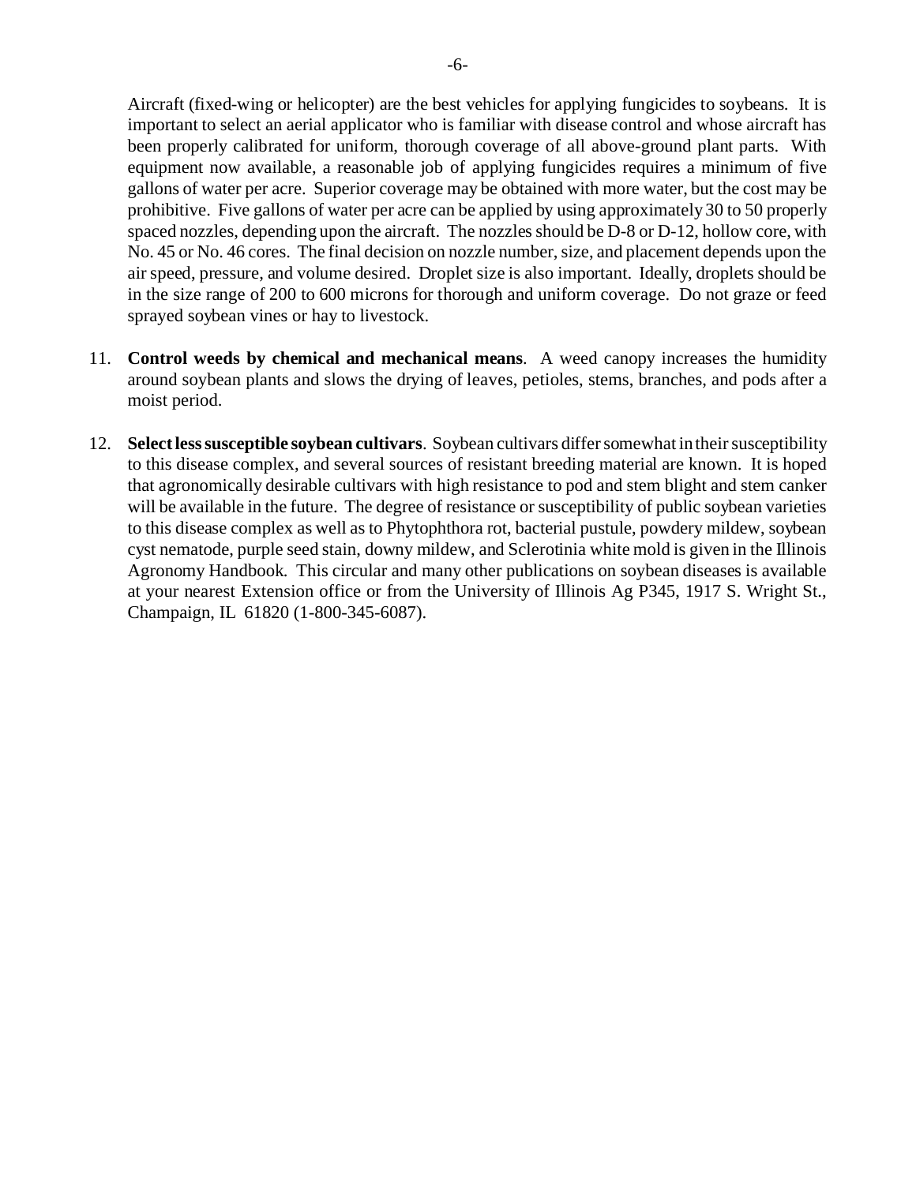Aircraft (fixed-wing or helicopter) are the best vehicles for applying fungicides to soybeans. It is important to select an aerial applicator who is familiar with disease control and whose aircraft has been properly calibrated for uniform, thorough coverage of all above-ground plant parts. With equipment now available, a reasonable job of applying fungicides requires a minimum of five gallons of water per acre. Superior coverage may be obtained with more water, but the cost may be prohibitive. Five gallons of water per acre can be applied by using approximately 30 to 50 properly spaced nozzles, depending upon the aircraft. The nozzles should be D-8 or D-12, hollow core, with No. 45 or No. 46 cores. The final decision on nozzle number, size, and placement depends upon the air speed, pressure, and volume desired. Droplet size is also important. Ideally, droplets should be in the size range of 200 to 600 microns for thorough and uniform coverage. Do not graze or feed sprayed soybean vines or hay to livestock.

11. **Control weeds by chemical and mechanical means**. A weed canopy increases the humidity around soybean plants and slows the drying of leaves, petioles, stems, branches, and pods after a moist period.

12. **Select less susceptible soybean cultivars**. Soybean cultivars differ somewhat in their susceptibility to this disease complex, and several sources of resistant breeding material are known. It is hoped that agronomically desirable cultivars with high resistance to pod and stem blight and stem canker will be available in the future. The degree of resistance or susceptibility of public soybean varieties to this disease complex as well as to Phytophthora rot, bacterial pustule, powdery mildew, soybean cyst nematode, purple seed stain, downy mildew, and Sclerotinia white mold is given in the Illinois Agronomy Handbook. This circular and many other publications on soybean diseases is available at your nearest Extension office or from the University of Illinois Ag P345, 1917 S. Wright St., Champaign, IL 61820 (1-800-345-6087).